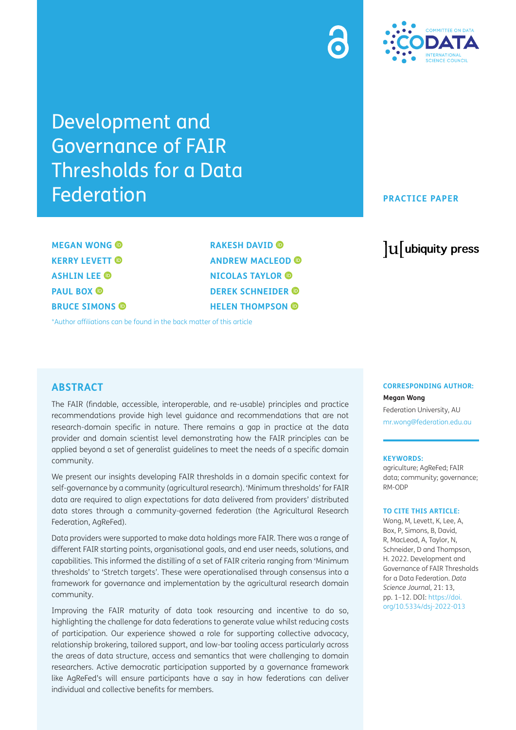# Development and Governance of FAIR Thresholds for a Data Federation

**PRACTICE PAPER**

**MEGAN WONG**
**KERRY LEVETT**
**ASHLIN LEE**
**PAUL BOX**
**BRUCE SIMONS**
**RAKESH DAVID**
**ANDREW MACLEOD**
**NICOLAS TAYLOR**
**DEREK SCHNEIDER**
**HELEN THOMPSON**

*Author affiliations can be found in the back matter of this article

## ABSTRACT

The FAIR (findable, accessible, interoperable, and re-usable) principles and practice recommendations provide high level guidance and recommendations that are not research-domain specific in nature. There remains a gap in practice at the data provider and domain scientist level demonstrating how the FAIR principles can be applied beyond a set of generalist guidelines to meet the needs of a specific domain community.

We present our insights developing FAIR thresholds in a domain specific context for self-governance by a community (agricultural research). 'Minimum thresholds' for FAIR data are required to align expectations for data delivered from providers' distributed data stores through a community-governed federation (the Agricultural Research Federation, AgReFed).

Data providers were supported to make data holdings more FAIR. There was a range of different FAIR starting points, organisational goals, and end user needs, solutions, and capabilities. This informed the distilling of a set of FAIR criteria ranging from 'Minimum thresholds' to 'Stretch targets'. These were operationalised through consensus into a framework for governance and implementation by the agricultural research domain community.

Improving the FAIR maturity of data took resourcing and incentive to do so, highlighting the challenge for data federations to generate value whilst reducing costs of participation. Our experience showed a role for supporting collective advocacy, relationship brokering, tailored support, and low-bar tooling access particularly across the areas of data structure, access and semantics that were challenging to domain researchers. Active democratic participation supported by a governance framework like AgReFed's will ensure participants have a say in how federations can deliver individual and collective benefits for members.

**CORRESPONDING AUTHOR:**

**Megan Wong**

Federation University, AU

mr.wong@federation.edu.au

**KEYWORDS:**

agriculture; AgReFed; FAIR data; community; governance; RM-ODP

**TO CITE THIS ARTICLE:**

Wong, M, Levett, K, Lee, A, Box, P, Simons, B, David, R, MacLeod, A, Taylor, N, Schneider, D and Thompson, H. 2022. Development and Governance of FAIR Thresholds for a Data Federation. *Data Science Journal*, 21: 13, pp. 1–12. DOI: https://doi.org/10.5334/dsj-2022-013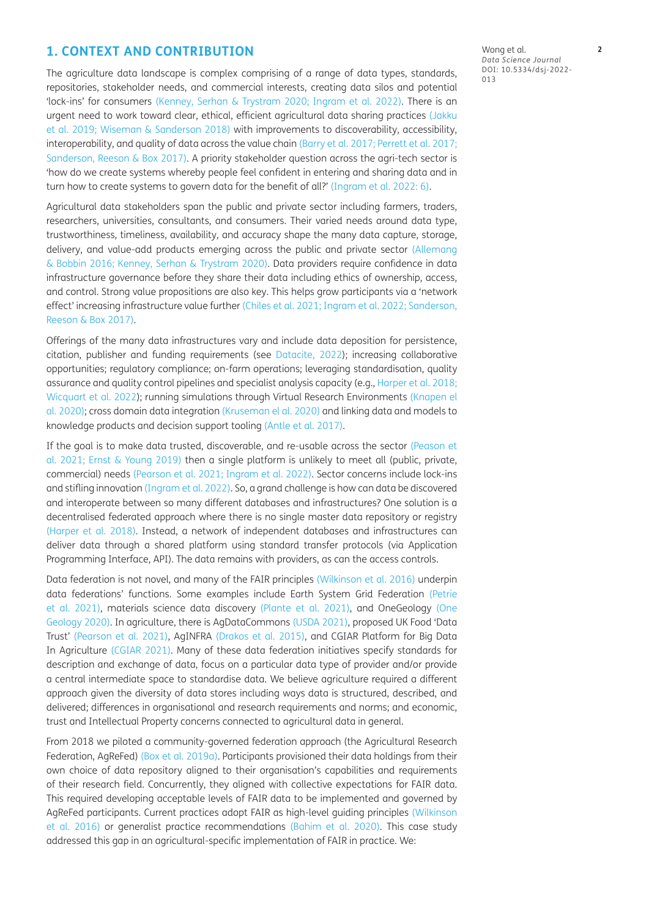## 1. CONTEXT AND CONTRIBUTION

The agriculture data landscape is complex comprising of a range of data types, standards, repositories, stakeholder needs, and commercial interests, creating data silos and potential 'lock-ins' for consumers (Kenney, Serhan & Trystram 2020; Ingram et al. 2022). There is an urgent need to work toward clear, ethical, efficient agricultural data sharing practices (Jakku et al. 2019; Wiseman & Sanderson 2018) with improvements to discoverability, accessibility, interoperability, and quality of data across the value chain (Barry et al. 2017; Perrett et al. 2017; Sanderson, Reeson & Box 2017). A priority stakeholder question across the agri-tech sector is 'how do we create systems whereby people feel confident in entering and sharing data and in turn how to create systems to govern data for the benefit of all?' (Ingram et al. 2022: 6).

Agricultural data stakeholders span the public and private sector including farmers, traders, researchers, universities, consultants, and consumers. Their varied needs around data type, trustworthiness, timeliness, availability, and accuracy shape the many data capture, storage, delivery, and value-add products emerging across the public and private sector (Allemang & Bobbin 2016; Kenney, Serhan & Trystram 2020). Data providers require confidence in data infrastructure governance before they share their data including ethics of ownership, access, and control. Strong value propositions are also key. This helps grow participants via a 'network effect' increasing infrastructure value further (Chiles et al. 2021; Ingram et al. 2022; Sanderson, Reeson & Box 2017).

Offerings of the many data infrastructures vary and include data deposition for persistence, citation, publisher and funding requirements (see Datacite, 2022); increasing collaborative opportunities; regulatory compliance; on-farm operations; leveraging standardisation, quality assurance and quality control pipelines and specialist analysis capacity (e.g., Harper et al. 2018; Wicquart et al. 2022); running simulations through Virtual Research Environments (Knapen el al. 2020); cross domain data integration (Kruseman el al. 2020) and linking data and models to knowledge products and decision support tooling (Antle et al. 2017).

If the goal is to make data trusted, discoverable, and re-usable across the sector (Peason et al. 2021; Ernst & Young 2019) then a single platform is unlikely to meet all (public, private, commercial) needs (Pearson et al. 2021; Ingram et al. 2022). Sector concerns include lock-ins and stifling innovation (Ingram et al. 2022). So, a grand challenge is how can data be discovered and interoperate between so many different databases and infrastructures? One solution is a decentralised federated approach where there is no single master data repository or registry (Harper et al. 2018). Instead, a network of independent databases and infrastructures can deliver data through a shared platform using standard transfer protocols (via Application Programming Interface, API). The data remains with providers, as can the access controls.

Data federation is not novel, and many of the FAIR principles (Wilkinson et al. 2016) underpin data federations' functions. Some examples include Earth System Grid Federation (Petrie et al. 2021), materials science data discovery (Plante et al. 2021), and OneGeology (One Geology 2020). In agriculture, there is AgDataCommons (USDA 2021), proposed UK Food 'Data Trust' (Pearson et al. 2021), AgINFRA (Drakos et al. 2015), and CGIAR Platform for Big Data In Agriculture (CGIAR 2021). Many of these data federation initiatives specify standards for description and exchange of data, focus on a particular data type of provider and/or provide a central intermediate space to standardise data. We believe agriculture required a different approach given the diversity of data stores including ways data is structured, described, and delivered; differences in organisational and research requirements and norms; and economic, trust and Intellectual Property concerns connected to agricultural data in general.

From 2018 we piloted a community-governed federation approach (the Agricultural Research Federation, AgReFed) (Box et al. 2019a). Participants provisioned their data holdings from their own choice of data repository aligned to their organisation's capabilities and requirements of their research field. Concurrently, they aligned with collective expectations for FAIR data. This required developing acceptable levels of FAIR data to be implemented and governed by AgReFed participants. Current practices adopt FAIR as high-level guiding principles (Wilkinson et al. 2016) or generalist practice recommendations (Bahim et al. 2020). This case study addressed this gap in an agricultural-specific implementation of FAIR in practice. We: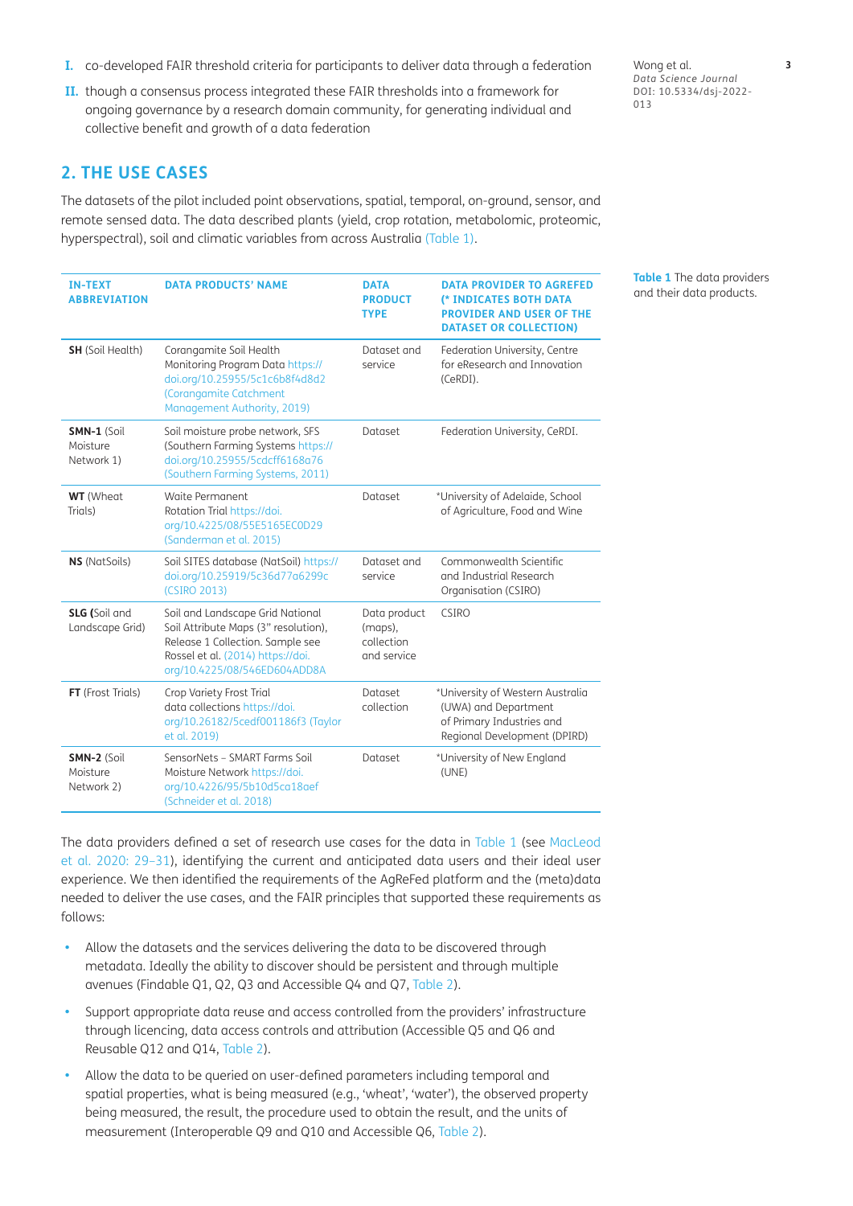I. co-developed FAIR threshold criteria for participants to deliver data through a federation

II. though a consensus process integrated these FAIR thresholds into a framework for ongoing governance by a research domain community, for generating individual and collective benefit and growth of a data federation

## 2. THE USE CASES

The datasets of the pilot included point observations, spatial, temporal, on-ground, sensor, and remote sensed data. The data described plants (yield, crop rotation, metabolomic, proteomic, hyperspectral), soil and climatic variables from across Australia (Table 1).

**Table 1** The data providers and their data products.

| IN-TEXT ABBREVIATION | DATA PRODUCTS' NAME | DATA PRODUCT TYPE | DATA PROVIDER TO AGREFED (* INDICATES BOTH DATA PROVIDER AND USER OF THE DATASET OR COLLECTION) |
|---|---|---|---|
| **SH** (Soil Health) | Corangamite Soil Health Monitoring Program Data https://doi.org/10.25955/5c1c6b8f4d8d2 (Corangamite Catchment Management Authority, 2019) | Dataset and service | Federation University, Centre for eResearch and Innovation (CeRDI). |
| **SMN-1** (Soil Moisture Network 1) | Soil moisture probe network, SFS (Southern Farming Systems https://doi.org/10.25955/5cdcff6168a76 (Southern Farming Systems, 2011) | Dataset | Federation University, CeRDI. |
| **WT** (Wheat Trials) | Waite Permanent Rotation Trial https://doi.org/10.4225/08/55E5165EC0D29 (Sanderman et al. 2015) | Dataset | *University of Adelaide, School of Agriculture, Food and Wine |
| **NS** (NatSoils) | Soil SITES database (NatSoil) https://doi.org/10.25919/5c36d77a6299c (CSIRO 2013) | Dataset and service | Commonwealth Scientific and Industrial Research Organisation (CSIRO) |
| **SLG (**Soil and Landscape Grid) | Soil and Landscape Grid National Soil Attribute Maps (3" resolution), Release 1 Collection. Sample see Rossel et al. (2014) https://doi.org/10.4225/08/546ED604ADD8A | Data product (maps), collection and service | CSIRO |
| **FT** (Frost Trials) | Crop Variety Frost Trial data collections https://doi.org/10.26182/5cedf001186f3 (Taylor et al. 2019) | Dataset collection | *University of Western Australia (UWA) and Department of Primary Industries and Regional Development (DPIRD) |
| **SMN-2** (Soil Moisture Network 2) | SensorNets – SMART Farms Soil Moisture Network https://doi.org/10.4226/95/5b10d5ca18aef (Schneider et al. 2018) | Dataset | *University of New England (UNE) |

The data providers defined a set of research use cases for the data in Table 1 (see MacLeod et al. 2020: 29–31), identifying the current and anticipated data users and their ideal user experience. We then identified the requirements of the AgReFed platform and the (meta)data needed to deliver the use cases, and the FAIR principles that supported these requirements as follows:

- Allow the datasets and the services delivering the data to be discovered through metadata. Ideally the ability to discover should be persistent and through multiple avenues (Findable Q1, Q2, Q3 and Accessible Q4 and Q7, Table 2).
- Support appropriate data reuse and access controlled from the providers' infrastructure through licencing, data access controls and attribution (Accessible Q5 and Q6 and Reusable Q12 and Q14, Table 2).
- Allow the data to be queried on user-defined parameters including temporal and spatial properties, what is being measured (e.g., 'wheat', 'water'), the observed property being measured, the result, the procedure used to obtain the result, and the units of measurement (Interoperable Q9 and Q10 and Accessible Q6, Table 2).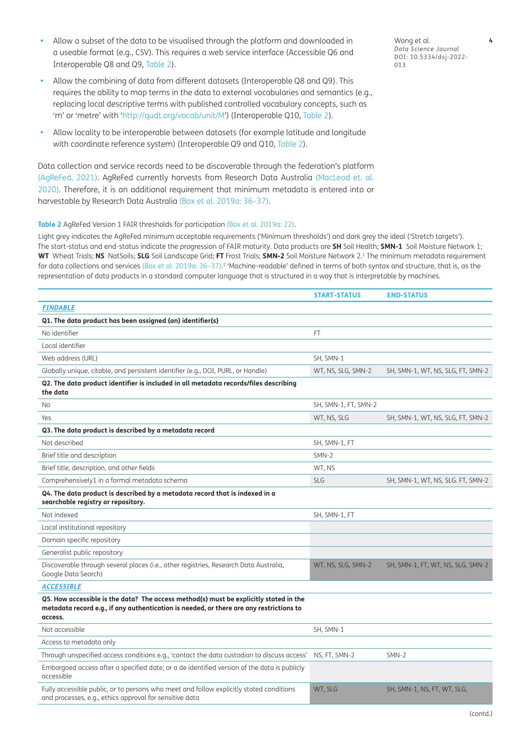- Allow a subset of the data to be visualised through the platform and downloaded in a useable format (e.g., CSV). This requires a web service interface (Accessible Q6 and Interoperable Q8 and Q9, Table 2).
- Allow the combining of data from different datasets (Interoperable Q8 and Q9). This requires the ability to map terms in the data to external vocabularies and semantics (e.g., replacing local descriptive terms with published controlled vocabulary concepts, such as 'm' or 'metre' with 'http://qudt.org/vocab/unit/M') (Interoperable Q10, Table 2).
- Allow locality to be interoperable between datasets (for example latitude and longitude with coordinate reference system) (Interoperable Q9 and Q10, Table 2).

Data collection and service records need to be discoverable through the federation's platform (AgReFed, 2021). AgReFed currently harvests from Research Data Australia (MacLeod et. al. 2020). Therefore, it is an additional requirement that minimum metadata is entered into or harvestable by Research Data Australia (Box et al. 2019a: 36–37).

**Table 2** AgReFed Version 1 FAIR thresholds for participation (Box et al. 2019a: 22).

Light grey indicates the AgReFed minimum acceptable requirements ('Minimum thresholds') and dark grey the ideal ('Stretch targets'). The start-status and end-status indicate the progression of FAIR maturity. Data products are **SH** Soil Health; **SMN-1** Soil Moisture Network 1; **WT** Wheat Trials; **NS** NatSoils; **SLG** Soil Landscape Grid; **FT** Frost Trials; **SMN-2** Soil Moisture Network 2.[1] The minimum metadata requirement for data collections and services (Box et al. 2019a: 36–37).[2] 'Machine-readable' defined in terms of both syntax and structure, that is, as the representation of data products in a standard computer language that is structured in a way that is interpretable by machines.

| | START-STATUS | END-STATUS |
|---|---|---|
| ***FINDABLE*** | | |
| **Q1. The data product has been assigned (an) identifier(s)** | | |
| No identifier | FT | |
| Local identifier | | |
| Web address (URL) | SH, SMN-1 | |
| Globally unique, citable, and persistent identifier (e.g., DOI, PURL, or Handle) | WT, NS, SLG, SMN-2 | SH, SMN-1, WT, NS, SLG, FT, SMN-2 |
| **Q2. The data product identifier is included in all metadata records/files describing the data** | | |
| No | SH, SMN-1, FT, SMN-2 | |
| Yes | WT, NS, SLG | SH, SMN-1, WT, NS, SLG, FT, SMN-2 |
| **Q3. The data product is described by a metadata record** | | |
| Not described | SH, SMN-1, FT | |
| Brief title and description | SMN-2 | |
| Brief title, description, and other fields | WT, NS | |
| Comprehensively1 in a formal metadata schema | SLG | SH, SMN-1, WT, NS, SLG. FT, SMN-2 |
| **Q4. The data product is described by a metadata record that is indexed in a searchable registry or repository.** | | |
| Not indexed | SH, SMN-1, FT | |
| Local institutional repository | | |
| Domain specific repository | | |
| Generalist public repository | | |
| Discoverable through several places (i.e., other registries, Research Data Australia, Google Data Search) | WT, NS, SLG, SMN-2 | SH, SMN-1, FT, WT, NS, SLG, SMN-2 |
| ***ACCESSIBLE*** | | |
| **Q5. How accessible is the data? The access method(s) must be explicitly stated in the metadata record e.g., if any authentication is needed, or there are any restrictions to access.** | | |
| Not accessible | SH, SMN-1 | |
| Access to metadata only | | |
| Through unspecified access conditions e.g., 'contact the data custodian to discuss access' | NS, FT, SMN-2 | SMN-2 |
| Embargoed access after a specified date; or a de identified version of the data is publicly accessible | | |
| Fully accessible public, or to persons who meet and follow explicitly stated conditions and processes, e.g., ethics approval for sensitive data | WT, SLG | SH, SMN-1, NS, FT, WT, SLG, |

(contd.)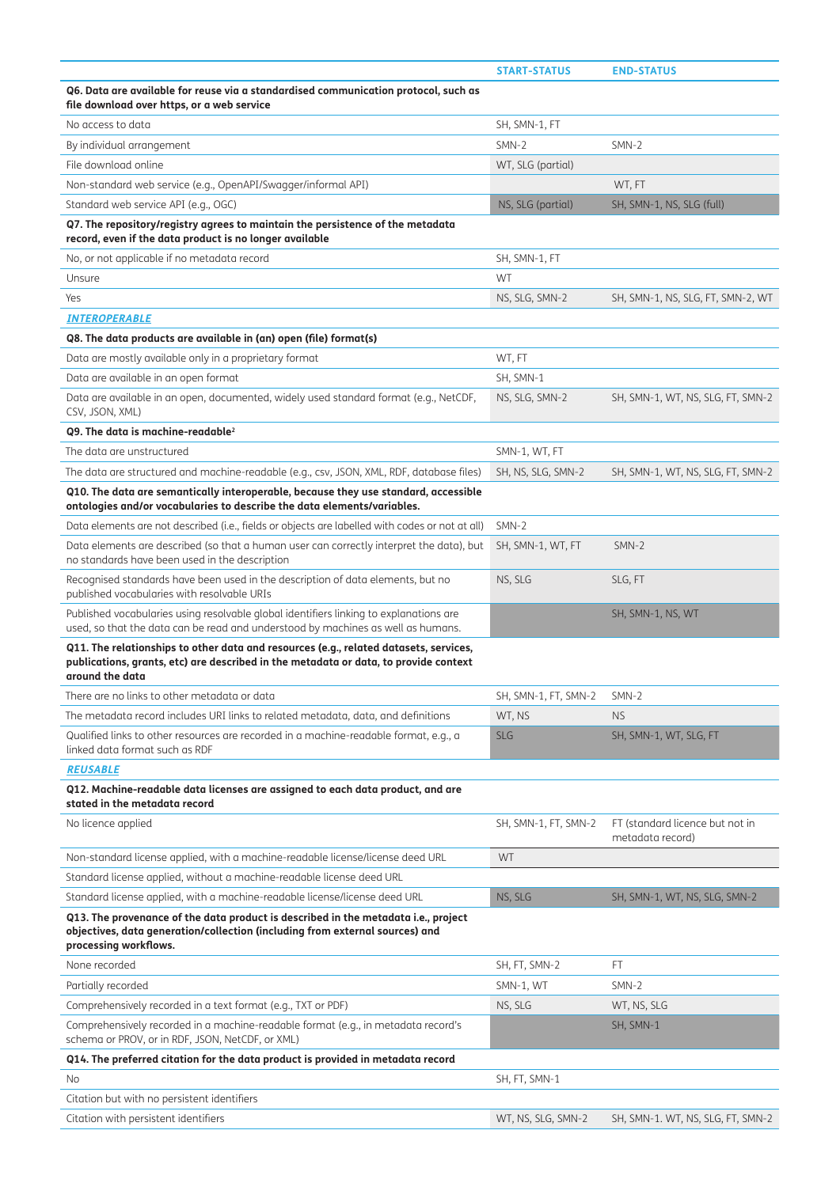| | START-STATUS | END-STATUS |
|---|---|---|
| **Q6. Data are available for reuse via a standardised communication protocol, such as file download over https, or a web service** | | |
| No access to data | SH, SMN-1, FT | |
| By individual arrangement | SMN-2 | SMN-2 |
| File download online | WT, SLG (partial) | |
| Non-standard web service (e.g., OpenAPI/Swagger/informal API) | | WT, FT |
| Standard web service API (e.g., OGC) | NS, SLG (partial) | SH, SMN-1, NS, SLG (full) |
| **Q7. The repository/registry agrees to maintain the persistence of the metadata record, even if the data product is no longer available** | | |
| No, or not applicable if no metadata record | SH, SMN-1, FT | |
| Unsure | WT | |
| Yes | NS, SLG, SMN-2 | SH, SMN-1, NS, SLG, FT, SMN-2, WT |
| ***INTEROPERABLE*** | | |
| **Q8. The data products are available in (an) open (file) format(s)** | | |
| Data are mostly available only in a proprietary format | WT, FT | |
| Data are available in an open format | SH, SMN-1 | |
| Data are available in an open, documented, widely used standard format (e.g., NetCDF, CSV, JSON, XML) | NS, SLG, SMN-2 | SH, SMN-1, WT, NS, SLG, FT, SMN-2 |
| **Q9. The data is machine-readable[2]** | | |
| The data are unstructured | SMN-1, WT, FT | |
| The data are structured and machine-readable (e.g., csv, JSON, XML, RDF, database files) | SH, NS, SLG, SMN-2 | SH, SMN-1, WT, NS, SLG, FT, SMN-2 |
| **Q10. The data are semantically interoperable, because they use standard, accessible ontologies and/or vocabularies to describe the data elements/variables.** | | |
| Data elements are not described (i.e., fields or objects are labelled with codes or not at all) | SMN-2 | |
| Data elements are described (so that a human user can correctly interpret the data), but no standards have been used in the description | SH, SMN-1, WT, FT | SMN-2 |
| Recognised standards have been used in the description of data elements, but no published vocabularies with resolvable URIs | NS, SLG | SLG, FT |
| Published vocabularies using resolvable global identifiers linking to explanations are used, so that the data can be read and understood by machines as well as humans. | | SH, SMN-1, NS, WT |
| **Q11. The relationships to other data and resources (e.g., related datasets, services, publications, grants, etc) are described in the metadata or data, to provide context around the data** | | |
| There are no links to other metadata or data | SH, SMN-1, FT, SMN-2 | SMN-2 |
| The metadata record includes URI links to related metadata, data, and definitions | WT, NS | NS |
| Qualified links to other resources are recorded in a machine-readable format, e.g., a linked data format such as RDF | SLG | SH, SMN-1, WT, SLG, FT |
| ***REUSABLE*** | | |
| **Q12. Machine-readable data licenses are assigned to each data product, and are stated in the metadata record** | | |
| No licence applied | SH, SMN-1, FT, SMN-2 | FT (standard licence but not in metadata record) |
| Non-standard license applied, with a machine-readable license/license deed URL | WT | |
| Standard license applied, without a machine-readable license deed URL | | |
| Standard license applied, with a machine-readable license/license deed URL | NS, SLG | SH, SMN-1, WT, NS, SLG, SMN-2 |
| **Q13. The provenance of the data product is described in the metadata i.e., project objectives, data generation/collection (including from external sources) and processing workflows.** | | |
| None recorded | SH, FT, SMN-2 | FT |
| Partially recorded | SMN-1, WT | SMN-2 |
| Comprehensively recorded in a text format (e.g., TXT or PDF) | NS, SLG | WT, NS, SLG |
| Comprehensively recorded in a machine-readable format (e.g., in metadata record's schema or PROV, or in RDF, JSON, NetCDF, or XML) | | SH, SMN-1 |
| **Q14. The preferred citation for the data product is provided in metadata record** | | |
| No | SH, FT, SMN-1 | |
| Citation but with no persistent identifiers | | |
| Citation with persistent identifiers | WT, NS, SLG, SMN-2 | SH, SMN-1. WT, NS, SLG, FT, SMN-2 |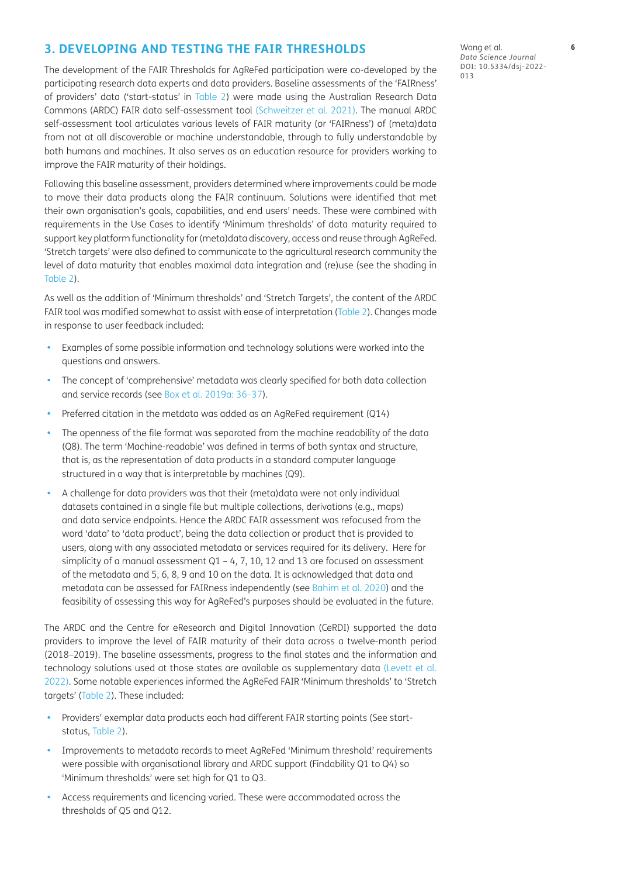## 3. DEVELOPING AND TESTING THE FAIR THRESHOLDS

The development of the FAIR Thresholds for AgReFed participation were co-developed by the participating research data experts and data providers. Baseline assessments of the 'FAIRness' of providers' data ('start-status' in Table 2) were made using the Australian Research Data Commons (ARDC) FAIR data self-assessment tool (Schweitzer et al. 2021). The manual ARDC self-assessment tool articulates various levels of FAIR maturity (or 'FAIRness') of (meta)data from not at all discoverable or machine understandable, through to fully understandable by both humans and machines. It also serves as an education resource for providers working to improve the FAIR maturity of their holdings.

Following this baseline assessment, providers determined where improvements could be made to move their data products along the FAIR continuum. Solutions were identified that met their own organisation's goals, capabilities, and end users' needs. These were combined with requirements in the Use Cases to identify 'Minimum thresholds' of data maturity required to support key platform functionality for (meta)data discovery, access and reuse through AgReFed. 'Stretch targets' were also defined to communicate to the agricultural research community the level of data maturity that enables maximal data integration and (re)use (see the shading in Table 2).

As well as the addition of 'Minimum thresholds' and 'Stretch Targets', the content of the ARDC FAIR tool was modified somewhat to assist with ease of interpretation (Table 2). Changes made in response to user feedback included:

- Examples of some possible information and technology solutions were worked into the questions and answers.
- The concept of 'comprehensive' metadata was clearly specified for both data collection and service records (see Box et al. 2019a: 36–37).
- Preferred citation in the metdata was added as an AgReFed requirement (Q14)
- The openness of the file format was separated from the machine readability of the data (Q8). The term 'Machine-readable' was defined in terms of both syntax and structure, that is, as the representation of data products in a standard computer language structured in a way that is interpretable by machines (Q9).
- A challenge for data providers was that their (meta)data were not only individual datasets contained in a single file but multiple collections, derivations (e.g., maps) and data service endpoints. Hence the ARDC FAIR assessment was refocused from the word 'data' to 'data product', being the data collection or product that is provided to users, along with any associated metadata or services required for its delivery. Here for simplicity of a manual assessment Q1 – 4, 7, 10, 12 and 13 are focused on assessment of the metadata and 5, 6, 8, 9 and 10 on the data. It is acknowledged that data and metadata can be assessed for FAIRness independently (see Bahim et al. 2020) and the feasibility of assessing this way for AgReFed's purposes should be evaluated in the future.

The ARDC and the Centre for eResearch and Digital Innovation (CeRDI) supported the data providers to improve the level of FAIR maturity of their data across a twelve-month period (2018–2019). The baseline assessments, progress to the final states and the information and technology solutions used at those states are available as supplementary data (Levett et al. 2022). Some notable experiences informed the AgReFed FAIR 'Minimum thresholds' to 'Stretch targets' (Table 2). These included:

- Providers' exemplar data products each had different FAIR starting points (See start-status, Table 2).
- Improvements to metadata records to meet AgReFed 'Minimum threshold' requirements were possible with organisational library and ARDC support (Findability Q1 to Q4) so 'Minimum thresholds' were set high for Q1 to Q3.
- Access requirements and licencing varied. These were accommodated across the thresholds of Q5 and Q12.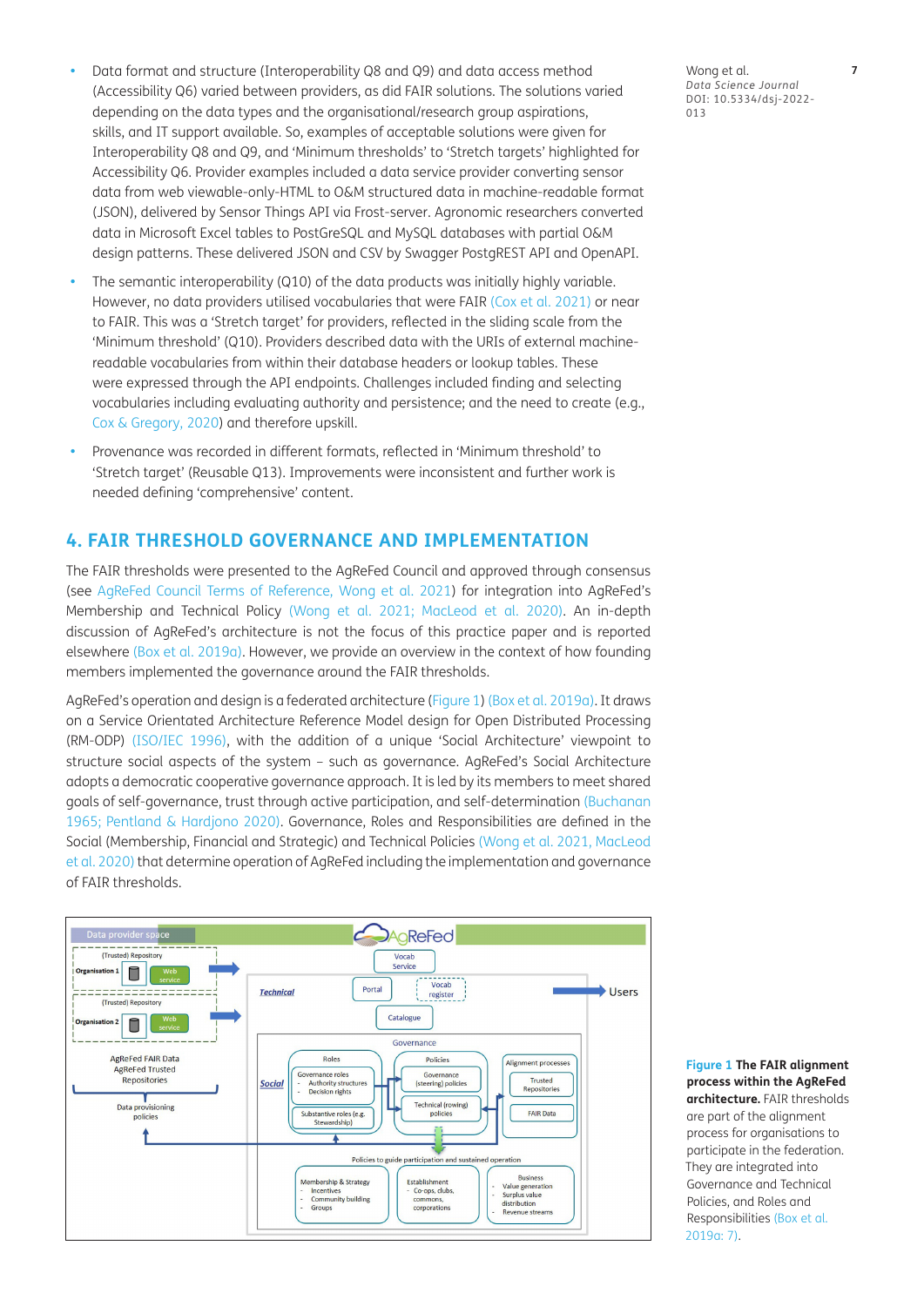- Data format and structure (Interoperability Q8 and Q9) and data access method (Accessibility Q6) varied between providers, as did FAIR solutions. The solutions varied depending on the data types and the organisational/research group aspirations, skills, and IT support available. So, examples of acceptable solutions were given for Interoperability Q8 and Q9, and 'Minimum thresholds' to 'Stretch targets' highlighted for Accessibility Q6. Provider examples included a data service provider converting sensor data from web viewable-only-HTML to O&M structured data in machine-readable format (JSON), delivered by Sensor Things API via Frost-server. Agronomic researchers converted data in Microsoft Excel tables to PostGreSQL and MySQL databases with partial O&M design patterns. These delivered JSON and CSV by Swagger PostgREST API and OpenAPI.
- The semantic interoperability (Q10) of the data products was initially highly variable. However, no data providers utilised vocabularies that were FAIR (Cox et al. 2021) or near to FAIR. This was a 'Stretch target' for providers, reflected in the sliding scale from the 'Minimum threshold' (Q10). Providers described data with the URIs of external machine-readable vocabularies from within their database headers or lookup tables. These were expressed through the API endpoints. Challenges included finding and selecting vocabularies including evaluating authority and persistence; and the need to create (e.g., Cox & Gregory, 2020) and therefore upskill.
- Provenance was recorded in different formats, reflected in 'Minimum threshold' to 'Stretch target' (Reusable Q13). Improvements were inconsistent and further work is needed defining 'comprehensive' content.

## 4. FAIR THRESHOLD GOVERNANCE AND IMPLEMENTATION

The FAIR thresholds were presented to the AgReFed Council and approved through consensus (see AgReFed Council Terms of Reference, Wong et al. 2021) for integration into AgReFed's Membership and Technical Policy (Wong et al. 2021; MacLeod et al. 2020). An in-depth discussion of AgReFed's architecture is not the focus of this practice paper and is reported elsewhere (Box et al. 2019a). However, we provide an overview in the context of how founding members implemented the governance around the FAIR thresholds.

AgReFed's operation and design is a federated architecture (Figure 1) (Box et al. 2019a). It draws on a Service Orientated Architecture Reference Model design for Open Distributed Processing (RM-ODP) (ISO/IEC 1996), with the addition of a unique 'Social Architecture' viewpoint to structure social aspects of the system – such as governance. AgReFed's Social Architecture adopts a democratic cooperative governance approach. It is led by its members to meet shared goals of self-governance, trust through active participation, and self-determination (Buchanan 1965; Pentland & Hardjono 2020). Governance, Roles and Responsibilities are defined in the Social (Membership, Financial and Strategic) and Technical Policies (Wong et al. 2021, MacLeod et al. 2020) that determine operation of AgReFed including the implementation and governance of FAIR thresholds.

**Figure 1** **The FAIR alignment process within the AgReFed architecture.** FAIR thresholds are part of the alignment process for organisations to participate in the federation. They are integrated into Governance and Technical Policies, and Roles and Responsibilities (Box et al. 2019a: 7).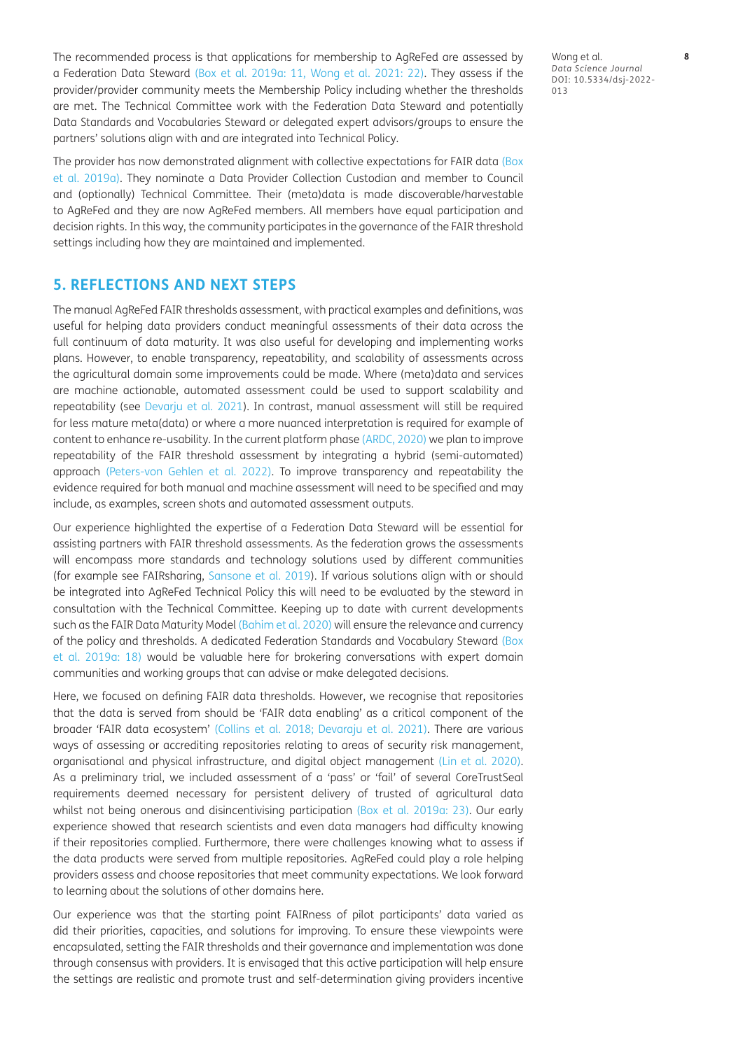The recommended process is that applications for membership to AgReFed are assessed by a Federation Data Steward (Box et al. 2019a: 11, Wong et al. 2021: 22). They assess if the provider/provider community meets the Membership Policy including whether the thresholds are met. The Technical Committee work with the Federation Data Steward and potentially Data Standards and Vocabularies Steward or delegated expert advisors/groups to ensure the partners' solutions align with and are integrated into Technical Policy.

The provider has now demonstrated alignment with collective expectations for FAIR data (Box et al. 2019a). They nominate a Data Provider Collection Custodian and member to Council and (optionally) Technical Committee. Their (meta)data is made discoverable/harvestable to AgReFed and they are now AgReFed members. All members have equal participation and decision rights. In this way, the community participates in the governance of the FAIR threshold settings including how they are maintained and implemented.

## 5. REFLECTIONS AND NEXT STEPS

The manual AgReFed FAIR thresholds assessment, with practical examples and definitions, was useful for helping data providers conduct meaningful assessments of their data across the full continuum of data maturity. It was also useful for developing and implementing works plans. However, to enable transparency, repeatability, and scalability of assessments across the agricultural domain some improvements could be made. Where (meta)data and services are machine actionable, automated assessment could be used to support scalability and repeatability (see Devarju et al. 2021). In contrast, manual assessment will still be required for less mature meta(data) or where a more nuanced interpretation is required for example of content to enhance re-usability. In the current platform phase (ARDC, 2020) we plan to improve repeatability of the FAIR threshold assessment by integrating a hybrid (semi-automated) approach (Peters-von Gehlen et al. 2022). To improve transparency and repeatability the evidence required for both manual and machine assessment will need to be specified and may include, as examples, screen shots and automated assessment outputs.

Our experience highlighted the expertise of a Federation Data Steward will be essential for assisting partners with FAIR threshold assessments. As the federation grows the assessments will encompass more standards and technology solutions used by different communities (for example see FAIRsharing, Sansone et al. 2019). If various solutions align with or should be integrated into AgReFed Technical Policy this will need to be evaluated by the steward in consultation with the Technical Committee. Keeping up to date with current developments such as the FAIR Data Maturity Model (Bahim et al. 2020) will ensure the relevance and currency of the policy and thresholds. A dedicated Federation Standards and Vocabulary Steward (Box et al. 2019a: 18) would be valuable here for brokering conversations with expert domain communities and working groups that can advise or make delegated decisions.

Here, we focused on defining FAIR data thresholds. However, we recognise that repositories that the data is served from should be 'FAIR data enabling' as a critical component of the broader 'FAIR data ecosystem' (Collins et al. 2018; Devaraju et al. 2021). There are various ways of assessing or accrediting repositories relating to areas of security risk management, organisational and physical infrastructure, and digital object management (Lin et al. 2020). As a preliminary trial, we included assessment of a 'pass' or 'fail' of several CoreTrustSeal requirements deemed necessary for persistent delivery of trusted of agricultural data whilst not being onerous and disincentivising participation (Box et al. 2019a: 23). Our early experience showed that research scientists and even data managers had difficulty knowing if their repositories complied. Furthermore, there were challenges knowing what to assess if the data products were served from multiple repositories. AgReFed could play a role helping providers assess and choose repositories that meet community expectations. We look forward to learning about the solutions of other domains here.

Our experience was that the starting point FAIRness of pilot participants' data varied as did their priorities, capacities, and solutions for improving. To ensure these viewpoints were encapsulated, setting the FAIR thresholds and their governance and implementation was done through consensus with providers. It is envisaged that this active participation will help ensure the settings are realistic and promote trust and self-determination giving providers incentive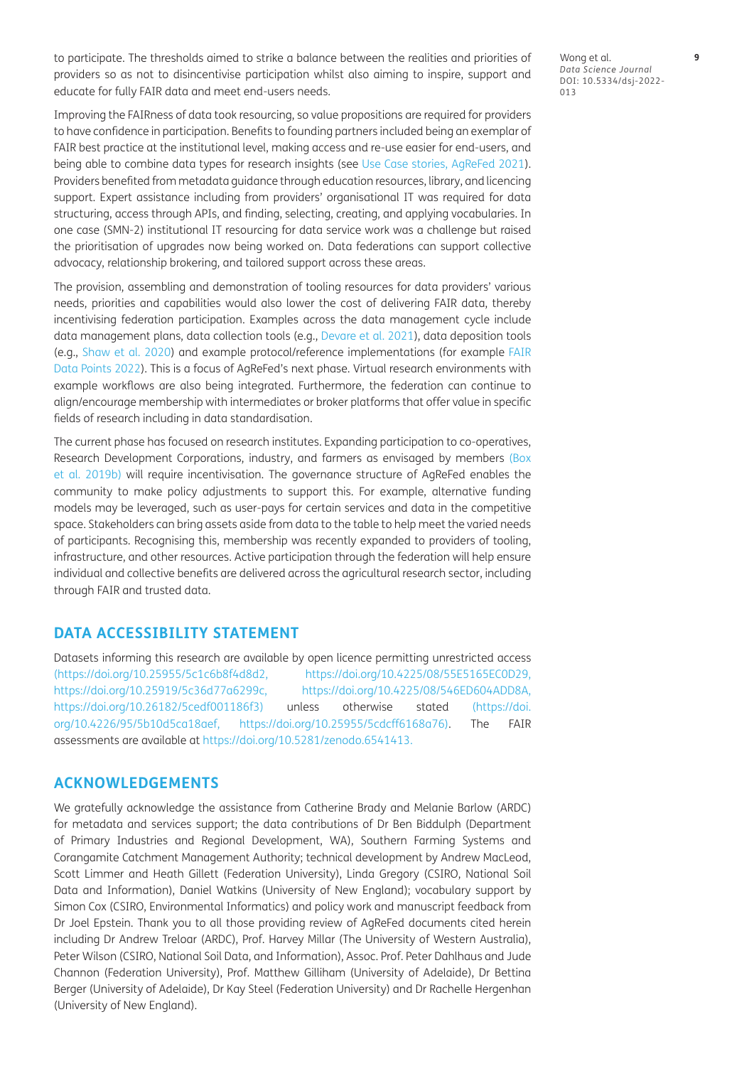to participate. The thresholds aimed to strike a balance between the realities and priorities of providers so as not to disincentivise participation whilst also aiming to inspire, support and educate for fully FAIR data and meet end-users needs.

Improving the FAIRness of data took resourcing, so value propositions are required for providers to have confidence in participation. Benefits to founding partners included being an exemplar of FAIR best practice at the institutional level, making access and re-use easier for end-users, and being able to combine data types for research insights (see Use Case stories, AgReFed 2021). Providers benefited from metadata guidance through education resources, library, and licencing support. Expert assistance including from providers' organisational IT was required for data structuring, access through APIs, and finding, selecting, creating, and applying vocabularies. In one case (SMN-2) institutional IT resourcing for data service work was a challenge but raised the prioritisation of upgrades now being worked on. Data federations can support collective advocacy, relationship brokering, and tailored support across these areas.

The provision, assembling and demonstration of tooling resources for data providers' various needs, priorities and capabilities would also lower the cost of delivering FAIR data, thereby incentivising federation participation. Examples across the data management cycle include data management plans, data collection tools (e.g., Devare et al. 2021), data deposition tools (e.g., Shaw et al. 2020) and example protocol/reference implementations (for example FAIR Data Points 2022). This is a focus of AgReFed's next phase. Virtual research environments with example workflows are also being integrated. Furthermore, the federation can continue to align/encourage membership with intermediates or broker platforms that offer value in specific fields of research including in data standardisation.

The current phase has focused on research institutes. Expanding participation to co-operatives, Research Development Corporations, industry, and farmers as envisaged by members (Box et al. 2019b) will require incentivisation. The governance structure of AgReFed enables the community to make policy adjustments to support this. For example, alternative funding models may be leveraged, such as user-pays for certain services and data in the competitive space. Stakeholders can bring assets aside from data to the table to help meet the varied needs of participants. Recognising this, membership was recently expanded to providers of tooling, infrastructure, and other resources. Active participation through the federation will help ensure individual and collective benefits are delivered across the agricultural research sector, including through FAIR and trusted data.

## DATA ACCESSIBILITY STATEMENT

Datasets informing this research are available by open licence permitting unrestricted access (https://doi.org/10.25955/5c1c6b8f4d8d2, https://doi.org/10.4225/08/55E5165EC0D29, https://doi.org/10.25919/5c36d77a6299c, https://doi.org/10.4225/08/546ED604ADD8A, https://doi.org/10.26182/5cedf001186f3) unless otherwise stated (https://doi.org/10.4226/95/5b10d5ca18aef, https://doi.org/10.25955/5cdcff6168a76). The FAIR assessments are available at https://doi.org/10.5281/zenodo.6541413.

## ACKNOWLEDGEMENTS

We gratefully acknowledge the assistance from Catherine Brady and Melanie Barlow (ARDC) for metadata and services support; the data contributions of Dr Ben Biddulph (Department of Primary Industries and Regional Development, WA), Southern Farming Systems and Corangamite Catchment Management Authority; technical development by Andrew MacLeod, Scott Limmer and Heath Gillett (Federation University), Linda Gregory (CSIRO, National Soil Data and Information), Daniel Watkins (University of New England); vocabulary support by Simon Cox (CSIRO, Environmental Informatics) and policy work and manuscript feedback from Dr Joel Epstein. Thank you to all those providing review of AgReFed documents cited herein including Dr Andrew Treloar (ARDC), Prof. Harvey Millar (The University of Western Australia), Peter Wilson (CSIRO, National Soil Data, and Information), Assoc. Prof. Peter Dahlhaus and Jude Channon (Federation University), Prof. Matthew Gilliham (University of Adelaide), Dr Bettina Berger (University of Adelaide), Dr Kay Steel (Federation University) and Dr Rachelle Hergenhan (University of New England).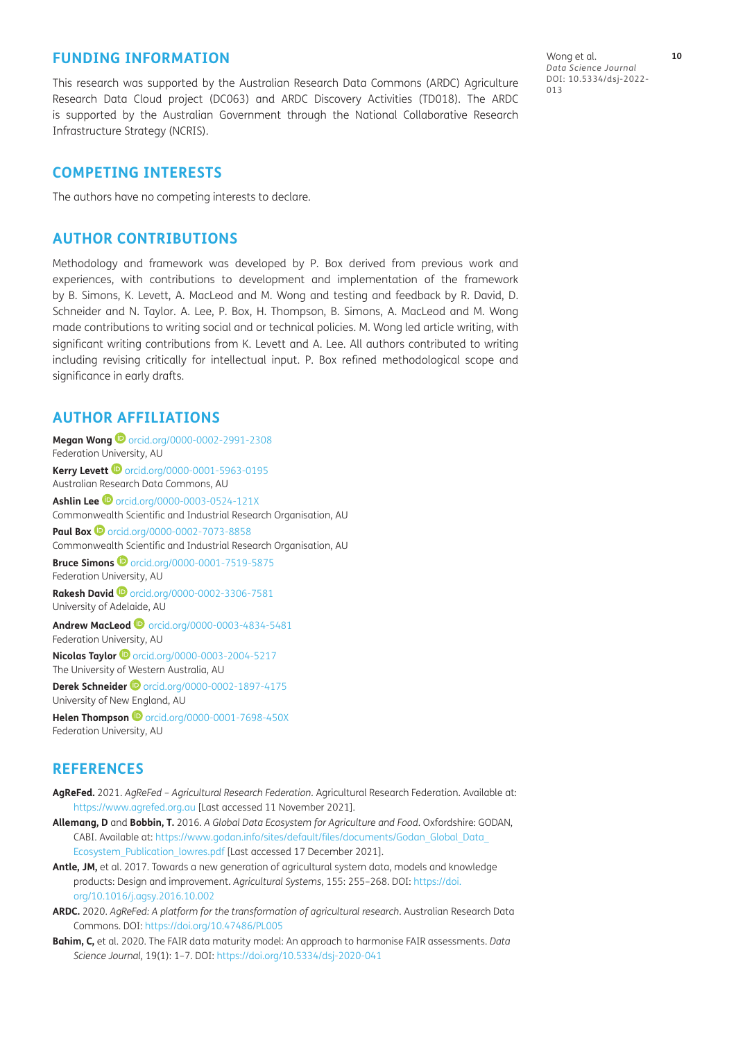## FUNDING INFORMATION

This research was supported by the Australian Research Data Commons (ARDC) Agriculture Research Data Cloud project (DC063) and ARDC Discovery Activities (TD018). The ARDC is supported by the Australian Government through the National Collaborative Research Infrastructure Strategy (NCRIS).

## COMPETING INTERESTS

The authors have no competing interests to declare.

## AUTHOR CONTRIBUTIONS

Methodology and framework was developed by P. Box derived from previous work and experiences, with contributions to development and implementation of the framework by B. Simons, K. Levett, A. MacLeod and M. Wong and testing and feedback by R. David, D. Schneider and N. Taylor. A. Lee, P. Box, H. Thompson, B. Simons, A. MacLeod and M. Wong made contributions to writing social and or technical policies. M. Wong led article writing, with significant writing contributions from K. Levett and A. Lee. All authors contributed to writing including revising critically for intellectual input. P. Box refined methodological scope and significance in early drafts.

## AUTHOR AFFILIATIONS

**Megan Wong** orcid.org/0000-0002-2991-2308
Federation University, AU

**Kerry Levett** orcid.org/0000-0001-5963-0195
Australian Research Data Commons, AU

**Ashlin Lee** orcid.org/0000-0003-0524-121X
Commonwealth Scientific and Industrial Research Organisation, AU

**Paul Box** orcid.org/0000-0002-7073-8858
Commonwealth Scientific and Industrial Research Organisation, AU

**Bruce Simons** orcid.org/0000-0001-7519-5875
Federation University, AU

**Rakesh David** orcid.org/0000-0002-3306-7581
University of Adelaide, AU

**Andrew MacLeod** orcid.org/0000-0003-4834-5481
Federation University, AU

**Nicolas Taylor** orcid.org/0000-0003-2004-5217
The University of Western Australia, AU

**Derek Schneider** orcid.org/0000-0002-1897-4175
University of New England, AU

**Helen Thompson** orcid.org/0000-0001-7698-450X
Federation University, AU

## REFERENCES

**AgReFed.** 2021. *AgReFed – Agricultural Research Federation*. Agricultural Research Federation. Available at: https://www.agrefed.org.au [Last accessed 11 November 2021].

**Allemang, D** and **Bobbin, T.** 2016. *A Global Data Ecosystem for Agriculture and Food*. Oxfordshire: GODAN, CABI. Available at: https://www.godan.info/sites/default/files/documents/Godan_Global_Data_Ecosystem_Publication_lowres.pdf [Last accessed 17 December 2021].

**Antle, JM,** et al. 2017. Towards a new generation of agricultural system data, models and knowledge products: Design and improvement. *Agricultural Systems*, 155: 255–268. DOI: https://doi.org/10.1016/j.agsy.2016.10.002

**ARDC.** 2020. *AgReFed: A platform for the transformation of agricultural research*. Australian Research Data Commons. DOI: https://doi.org/10.47486/PL005

**Bahim, C,** et al. 2020. The FAIR data maturity model: An approach to harmonise FAIR assessments. *Data Science Journal,* 19(1): 1–7. DOI: https://doi.org/10.5334/dsj-2020-041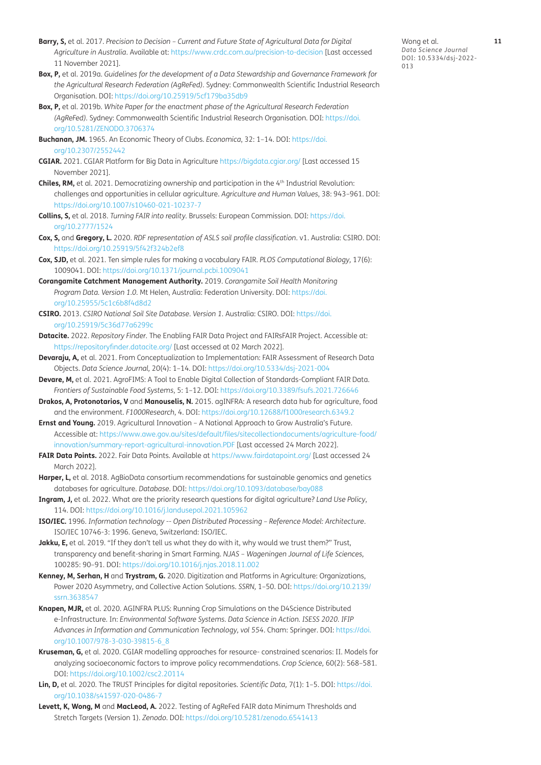**Barry, S,** et al. 2017. *Precision to Decision – Current and Future State of Agricultural Data for Digital Agriculture in Australia*. Available at: https://www.crdc.com.au/precision-to-decision [Last accessed 11 November 2021].

**Box, P,** et al. 2019a. *Guidelines for the development of a Data Stewardship and Governance Framework for the Agricultural Research Federation (AgReFed)*. Sydney: Commonwealth Scientific Industrial Research Organisation. DOI: https://doi.org/10.25919/5cf179ba35db9

**Box, P,** et al. 2019b. *White Paper for the enactment phase of the Agricultural Research Federation (AgReFed)*. Sydney: Commonwealth Scientific Industrial Research Organisation. DOI: https://doi.org/10.5281/ZENODO.3706374

**Buchanan, JM.** 1965. An Economic Theory of Clubs. *Economica*, 32: 1–14. DOI: https://doi.org/10.2307/2552442

**CGIAR.** 2021. CGIAR Platform for Big Data in Agriculture https://bigdata.cgiar.org/ [Last accessed 15 November 2021].

**Chiles, RM,** et al. 2021. Democratizing ownership and participation in the 4th Industrial Revolution: challenges and opportunities in cellular agriculture. *Agriculture and Human Values*, 38: 943–961. DOI: https://doi.org/10.1007/s10460-021-10237-7

**Collins, S,** et al. 2018. *Turning FAIR into reality*. Brussels: European Commission. DOI: https://doi.org/10.2777/1524

**Cox, S,** and **Gregory, L.** 2020. *RDF representation of ASLS soil profile classification*. v1. Australia: CSIRO. DOI: https://doi.org/10.25919/5f42f324b2ef8

**Cox, SJD,** et al. 2021. Ten simple rules for making a vocabulary FAIR. *PLOS Computational Biology*, 17(6): 1009041. DOI: https://doi.org/10.1371/journal.pcbi.1009041

**Corangamite Catchment Management Authority.** 2019. *Corangamite Soil Health Monitoring Program Data. Version 1.0*. Mt Helen, Australia: Federation University. DOI: https://doi.org/10.25955/5c1c6b8f4d8d2

**CSIRO.** 2013. *CSIRO National Soil Site Database. Version 1*. Australia: CSIRO. DOI: https://doi.org/10.25919/5c36d77a6299c

**Datacite.** 2022. *Repository Finder*. The Enabling FAIR Data Project and FAIRsFAIR Project. Accessible at: https://repositoryfinder.datacite.org/ [Last accessed at 02 March 2022].

**Devaraju, A,** et al. 2021. From Conceptualization to Implementation: FAIR Assessment of Research Data Objects. *Data Science Journal*, 20(4): 1–14. DOI: https://doi.org/10.5334/dsj-2021-004

**Devare, M,** et al. 2021. AgroFIMS: A Tool to Enable Digital Collection of Standards-Compliant FAIR Data. *Frontiers of Sustainable Food Systems*, 5: 1–12. DOI: https://doi.org/10.3389/fsufs.2021.726646

**Drakos, A, Protonotarios, V** and **Manouselis, N.** 2015. agINFRA: A research data hub for agriculture, food and the environment. *F1000Research*, 4. DOI: https://doi.org/10.12688/f1000research.6349.2

**Ernst and Young.** 2019. Agricultural Innovation – A National Approach to Grow Australia's Future. Accessible at: https://www.awe.gov.au/sites/default/files/sitecollectiondocuments/agriculture-food/innovation/summary-report-agricultural-innovation.PDF [Last accessed 24 March 2022].

**FAIR Data Points.** 2022. Fair Data Points. Available at https://www.fairdatapoint.org/ [Last accessed 24 March 2022].

**Harper, L,** et al. 2018. AgBioData consortium recommendations for sustainable genomics and genetics databases for agriculture. *Database*. DOI: https://doi.org/10.1093/database/bay088

**Ingram, J,** et al. 2022. What are the priority research questions for digital agriculture? *Land Use Policy*, 114. DOI: https://doi.org/10.1016/j.landusepol.2021.105962

**ISO/IEC.** 1996. *Information technology -- Open Distributed Processing – Reference Model: Architecture*. ISO/IEC 10746-3: 1996. Geneva, Switzerland: ISO/IEC.

**Jakku, E,** et al. 2019. "If they don't tell us what they do with it, why would we trust them?" Trust, transparency and benefit-sharing in Smart Farming. *NJAS – Wageningen Journal of Life Sciences*, 100285: 90–91. DOI: https://doi.org/10.1016/j.njas.2018.11.002

**Kenney, M, Serhan, H** and **Trystram, G.** 2020. Digitization and Platforms in Agriculture: Organizations, Power 2020 Asymmetry, and Collective Action Solutions. *SSRN*, 1–50. DOI: https://doi.org/10.2139/ssrn.3638547

**Knapen, MJR,** et al. 2020. AGINFRA PLUS: Running Crop Simulations on the D4Science Distributed e-Infrastructure. In: *Environmental Software Systems. Data Science in Action. ISESS 2020. IFIP Advances in Information and Communication Technology, vol 554*. Cham: Springer. DOI: https://doi.org/10.1007/978-3-030-39815-6_8

**Kruseman, G,** et al. 2020. CGIAR modelling approaches for resource- constrained scenarios: II. Models for analyzing socioeconomic factors to improve policy recommendations. *Crop Science*, 60(2): 568–581. DOI: https://doi.org/10.1002/csc2.20114

**Lin, D,** et al. 2020. The TRUST Principles for digital repositories. *Scientific Data*, 7(1): 1–5. DOI: https://doi.org/10.1038/s41597-020-0486-7

**Levett, K, Wong, M** and **MacLeod, A.** 2022. Testing of AgReFed FAIR data Minimum Thresholds and Stretch Targets (Version 1). *Zenodo*. DOI: https://doi.org/10.5281/zenodo.6541413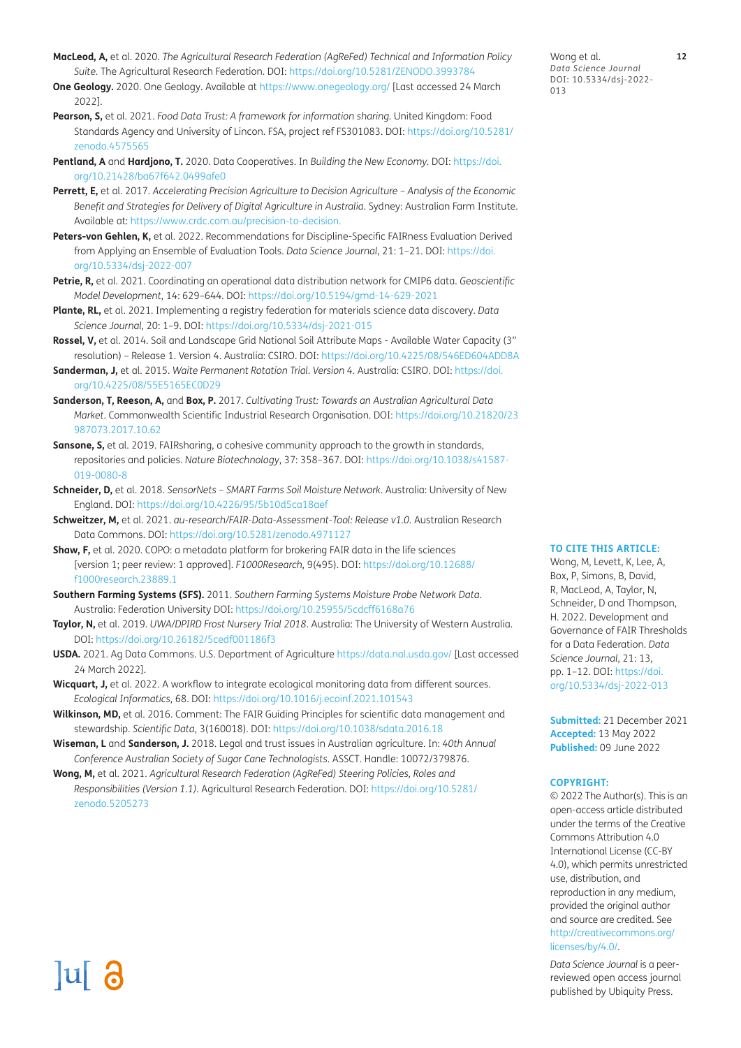**MacLeod, A,** et al. 2020. *The Agricultural Research Federation (AgReFed) Technical and Information Policy Suite.* The Agricultural Research Federation. DOI: https://doi.org/10.5281/ZENODO.3993784

**One Geology.** 2020. One Geology. Available at https://www.onegeology.org/ [Last accessed 24 March 2022].

**Pearson, S,** et al. 2021. *Food Data Trust: A framework for information sharing.* United Kingdom: Food Standards Agency and University of Lincon. FSA, project ref FS301083. DOI: https://doi.org/10.5281/zenodo.4575565

**Pentland, A** and **Hardjono, T.** 2020. Data Cooperatives. In *Building the New Economy.* DOI: https://doi.org/10.21428/ba67f642.0499afe0

**Perrett, E,** et al. 2017. *Accelerating Precision Agriculture to Decision Agriculture – Analysis of the Economic Benefit and Strategies for Delivery of Digital Agriculture in Australia.* Sydney: Australian Farm Institute. Available at: https://www.crdc.com.au/precision-to-decision.

**Peters-von Gehlen, K,** et al. 2022. Recommendations for Discipline-Specific FAIRness Evaluation Derived from Applying an Ensemble of Evaluation Tools. *Data Science Journal*, 21: 1–21. DOI: https://doi.org/10.5334/dsj-2022-007

**Petrie, R,** et al. 2021. Coordinating an operational data distribution network for CMIP6 data. *Geoscientific Model Development*, 14: 629–644. DOI: https://doi.org/10.5194/gmd-14-629-2021

**Plante, RL,** et al. 2021. Implementing a registry federation for materials science data discovery. *Data Science Journal*, 20: 1–9. DOI: https://doi.org/10.5334/dsj-2021-015

**Rossel, V,** et al. 2014. Soil and Landscape Grid National Soil Attribute Maps - Available Water Capacity (3" resolution) – Release 1. Version 4. Australia: CSIRO. DOI: https://doi.org/10.4225/08/546ED604ADD8A

**Sanderman, J,** et al. 2015. *Waite Permanent Rotation Trial. Version 4.* Australia: CSIRO. DOI: https://doi.org/10.4225/08/55E5165EC0D29

**Sanderson, T, Reeson, A,** and **Box, P.** 2017. *Cultivating Trust: Towards an Australian Agricultural Data Market.* Commonwealth Scientific Industrial Research Organisation. DOI: https://doi.org/10.21820/23987073.2017.10.62

**Sansone, S,** et al. 2019. FAIRsharing, a cohesive community approach to the growth in standards, repositories and policies. *Nature Biotechnology*, 37: 358–367. DOI: https://doi.org/10.1038/s41587-019-0080-8

**Schneider, D,** et al. 2018. *SensorNets – SMART Farms Soil Moisture Network.* Australia: University of New England. DOI: https://doi.org/10.4226/95/5b10d5ca18aef

**Schweitzer, M,** et al. 2021. *au-research/FAIR-Data-Assessment-Tool: Release v1.0.* Australian Research Data Commons. DOI: https://doi.org/10.5281/zenodo.4971127

**Shaw, F,** et al. 2020. COPO: a metadata platform for brokering FAIR data in the life sciences [version 1; peer review: 1 approved]. *F1000Research*, 9(495). DOI: https://doi.org/10.12688/f1000research.23889.1

**Southern Farming Systems (SFS).** 2011. *Southern Farming Systems Moisture Probe Network Data.* Australia: Federation University DOI: https://doi.org/10.25955/5cdcff6168a76

**Taylor, N,** et al. 2019. *UWA/DPIRD Frost Nursery Trial 2018.* Australia: The University of Western Australia. DOI: https://doi.org/10.26182/5cedf001186f3

**USDA.** 2021. Ag Data Commons. U.S. Department of Agriculture https://data.nal.usda.gov/ [Last accessed 24 March 2022].

**Wicquart, J,** et al. 2022. A workflow to integrate ecological monitoring data from different sources. *Ecological Informatics*, 68. DOI: https://doi.org/10.1016/j.ecoinf.2021.101543

**Wilkinson, MD,** et al. 2016. Comment: The FAIR Guiding Principles for scientific data management and stewardship. *Scientific Data*, 3(160018). DOI: https://doi.org/10.1038/sdata.2016.18

**Wiseman, L** and **Sanderson, J.** 2018. Legal and trust issues in Australian agriculture. In: *40th Annual Conference Australian Society of Sugar Cane Technologists.* ASSCT. Handle: 10072/379876.

**Wong, M,** et al. 2021. *Agricultural Research Federation (AgReFed) Steering Policies, Roles and Responsibilities (Version 1.1).* Agricultural Research Federation. DOI: https://doi.org/10.5281/zenodo.5205273

**TO CITE THIS ARTICLE:**

Wong, M, Levett, K, Lee, A, Box, P, Simons, B, David, R, MacLeod, A, Taylor, N, Schneider, D and Thompson, H. 2022. Development and Governance of FAIR Thresholds for a Data Federation. *Data Science Journal*, 21: 13, pp. 1–12. DOI: https://doi.org/10.5334/dsj-2022-013

**Submitted:** 21 December 2021
**Accepted:** 13 May 2022
**Published:** 09 June 2022

**COPYRIGHT:**

© 2022 The Author(s). This is an open-access article distributed under the terms of the Creative Commons Attribution 4.0 International License (CC-BY 4.0), which permits unrestricted use, distribution, and reproduction in any medium, provided the original author and source are credited. See http://creativecommons.org/licenses/by/4.0/.

*Data Science Journal* is a peer-reviewed open access journal published by Ubiquity Press.